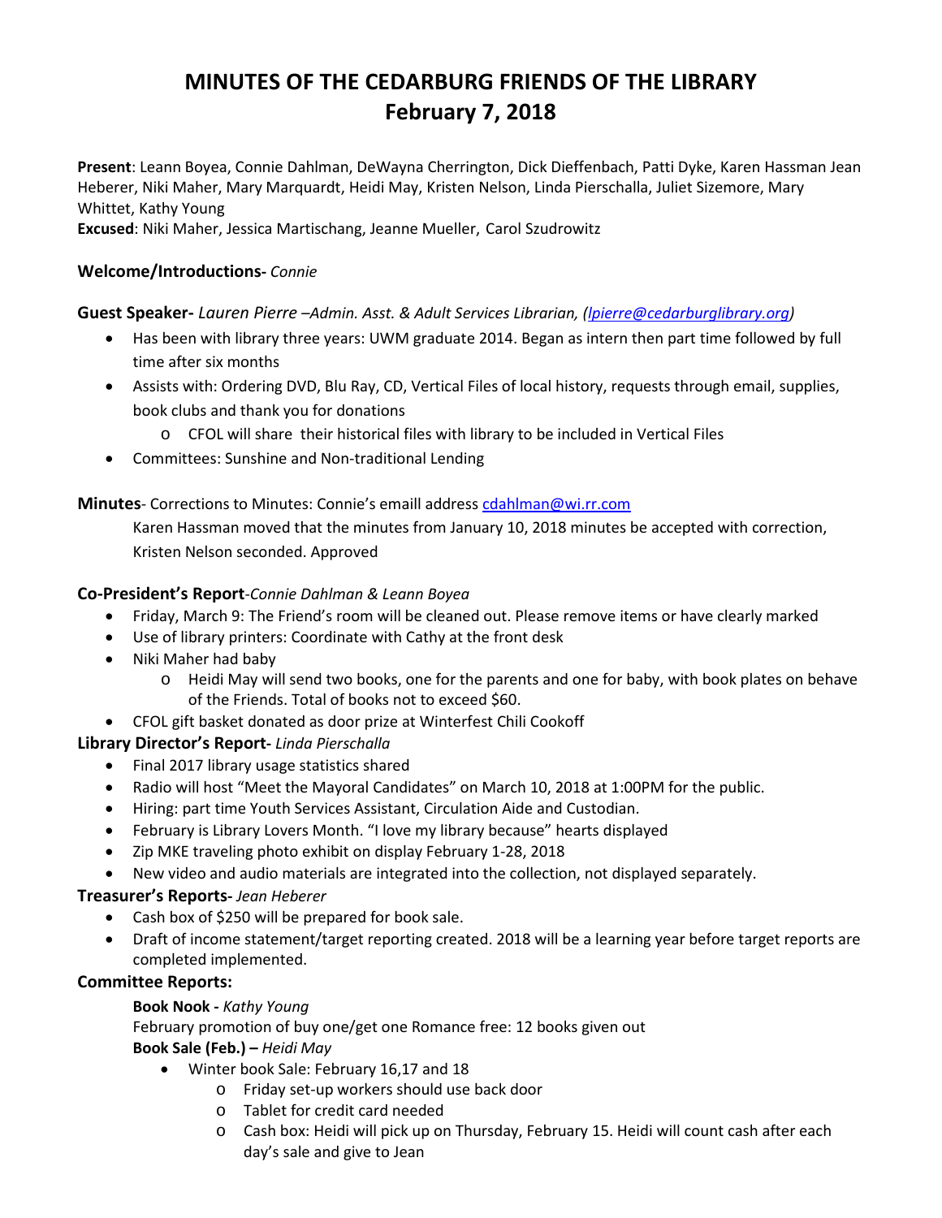# MINUTES OF THE CEDARBURG FRIENDS OF THE LIBRARY
# February 7, 2018

**Present**: Leann Boyea, Connie Dahlman, DeWayna Cherrington, Dick Dieffenbach, Patti Dyke, Karen Hassman Jean Heberer, Niki Maher, Mary Marquardt, Heidi May, Kristen Nelson, Linda Pierschalla, Juliet Sizemore, Mary Whittet, Kathy Young
**Excused**: Niki Maher, Jessica Martischang, Jeanne Mueller, Carol Szudrowitz

### Welcome/Introductions- *Connie*

### Guest Speaker- *Lauren Pierre –Admin. Asst. & Adult Services Librarian, (lpierre@cedarburglibrary.org)*

- Has been with library three years: UWM graduate 2014. Began as intern then part time followed by full time after six months
- Assists with: Ordering DVD, Blu Ray, CD, Vertical Files of local history, requests through email, supplies, book clubs and thank you for donations
  - CFOL will share their historical files with library to be included in Vertical Files
- Committees: Sunshine and Non-traditional Lending

**Minutes**- Corrections to Minutes: Connie's emaill address cdahlman@wi.rr.com

Karen Hassman moved that the minutes from January 10, 2018 minutes be accepted with correction, Kristen Nelson seconded. Approved

### Co-President's Report-*Connie Dahlman & Leann Boyea*

- Friday, March 9: The Friend's room will be cleaned out. Please remove items or have clearly marked
- Use of library printers: Coordinate with Cathy at the front desk
- Niki Maher had baby
  - Heidi May will send two books, one for the parents and one for baby, with book plates on behave of the Friends. Total of books not to exceed $60.
- CFOL gift basket donated as door prize at Winterfest Chili Cookoff

### Library Director's Report- *Linda Pierschalla*

- Final 2017 library usage statistics shared
- Radio will host "Meet the Mayoral Candidates" on March 10, 2018 at 1:00PM for the public.
- Hiring: part time Youth Services Assistant, Circulation Aide and Custodian.
- February is Library Lovers Month. "I love my library because" hearts displayed
- Zip MKE traveling photo exhibit on display February 1-28, 2018
- New video and audio materials are integrated into the collection, not displayed separately.

### Treasurer's Reports- *Jean Heberer*

- Cash box of $250 will be prepared for book sale.
- Draft of income statement/target reporting created. 2018 will be a learning year before target reports are completed implemented.

### Committee Reports:

**Book Nook -** *Kathy Young*

February promotion of buy one/get one Romance free: 12 books given out

**Book Sale (Feb.) –** *Heidi May*

- Winter book Sale: February 16,17 and 18
  - Friday set-up workers should use back door
  - Tablet for credit card needed
  - Cash box: Heidi will pick up on Thursday, February 15. Heidi will count cash after each day's sale and give to Jean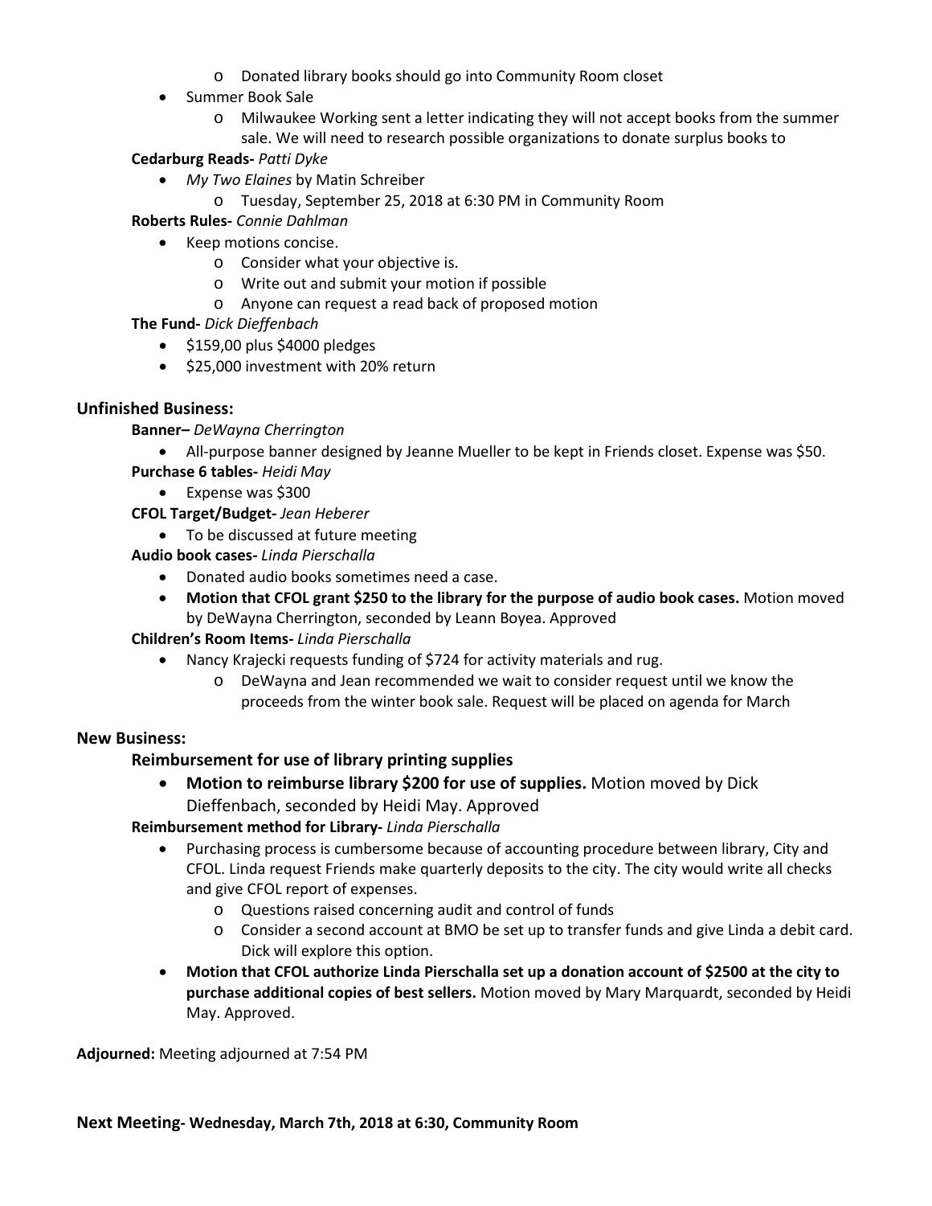- Donated library books should go into Community Room closet
- Summer Book Sale
    - Milwaukee Working sent a letter indicating they will not accept books from the summer sale. We will need to research possible organizations to donate surplus books to

**Cedarburg Reads-** *Patti Dyke*

- *My Two Elaines* by Matin Schreiber
    - Tuesday, September 25, 2018 at 6:30 PM in Community Room

**Roberts Rules-** *Connie Dahlman*

- Keep motions concise.
    - Consider what your objective is.
    - Write out and submit your motion if possible
    - Anyone can request a read back of proposed motion

**The Fund-** *Dick Dieffenbach*

- $159,00 plus $4000 pledges
- $25,000 investment with 20% return

## Unfinished Business:

**Banner–** *DeWayna Cherrington*

- All-purpose banner designed by Jeanne Mueller to be kept in Friends closet. Expense was $50.

**Purchase 6 tables-** *Heidi May*

- Expense was $300

**CFOL Target/Budget-** *Jean Heberer*

- To be discussed at future meeting

**Audio book cases-** *Linda Pierschalla*

- Donated audio books sometimes need a case.
- **Motion that CFOL grant $250 to the library for the purpose of audio book cases.** Motion moved by DeWayna Cherrington, seconded by Leann Boyea. Approved

**Children's Room Items-** *Linda Pierschalla*

- Nancy Krajecki requests funding of $724 for activity materials and rug.
    - DeWayna and Jean recommended we wait to consider request until we know the proceeds from the winter book sale. Request will be placed on agenda for March

## New Business:

**Reimbursement for use of library printing supplies**

- **Motion to reimburse library $200 for use of supplies.** Motion moved by Dick Dieffenbach, seconded by Heidi May. Approved

**Reimbursement method for Library-** *Linda Pierschalla*

- Purchasing process is cumbersome because of accounting procedure between library, City and CFOL. Linda request Friends make quarterly deposits to the city. The city would write all checks and give CFOL report of expenses.
    - Questions raised concerning audit and control of funds
    - Consider a second account at BMO be set up to transfer funds and give Linda a debit card. Dick will explore this option.
- **Motion that CFOL authorize Linda Pierschalla set up a donation account of $2500 at the city to purchase additional copies of best sellers.** Motion moved by Mary Marquardt, seconded by Heidi May. Approved.

**Adjourned:** Meeting adjourned at 7:54 PM

**Next Meeting- Wednesday, March 7th, 2018 at 6:30, Community Room**